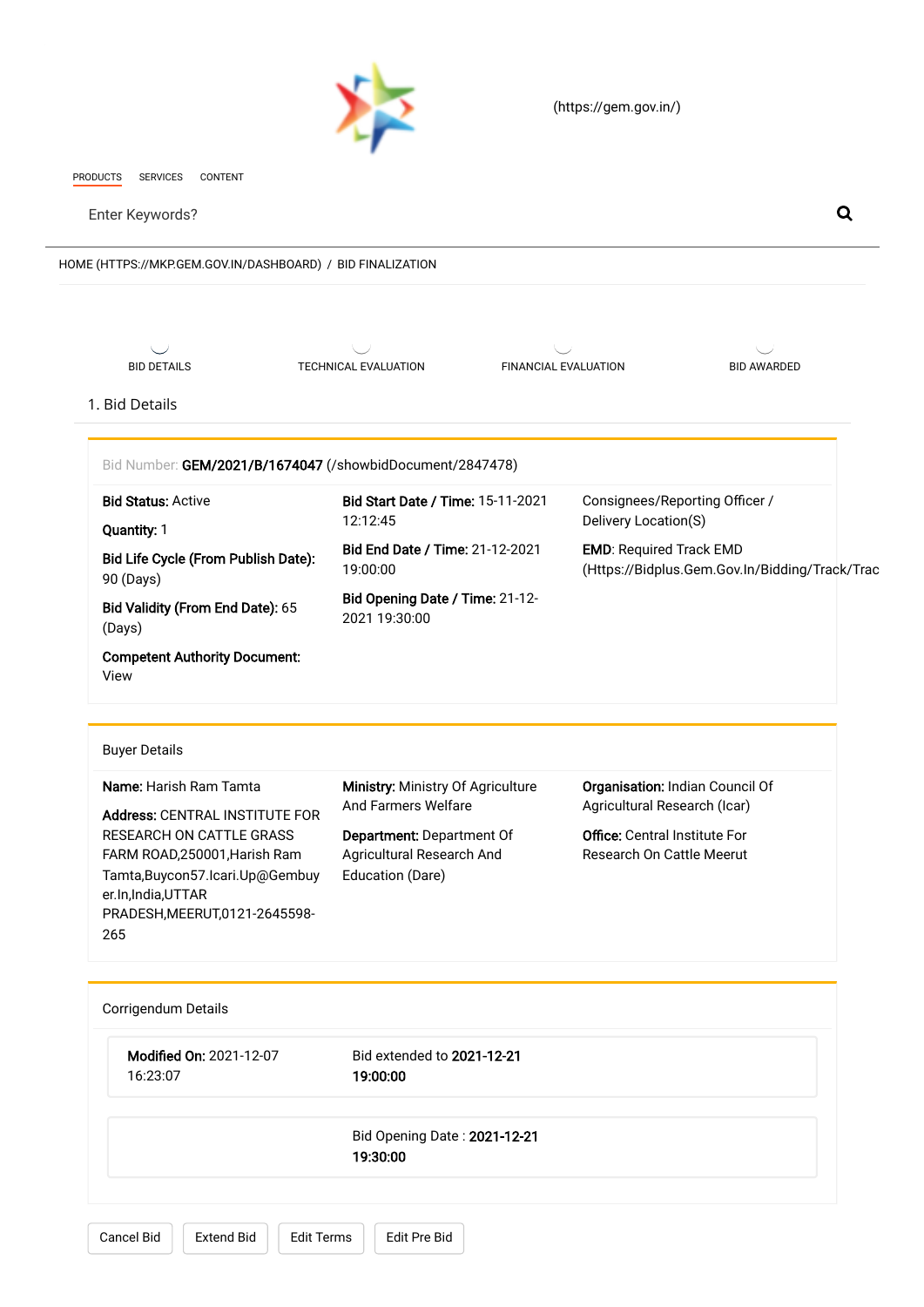(https://gem.gov.in/)

PRODUCTS SERVICES CONTENT

Enter Keywords?

HOME (HTTPS://MKP.GEM.GOV.IN/DASHBOARD) / BID FINALIZATION

BID DETAILS TECHNICAL EVALUATION FINANCIAL EVALUATION BID AWARDED

## 1. Bid Details

Bid Number: **GEM/2021/B/1674047** (/showbidDocument/2847478)

**Bid Status:** Active

**Quantity:** 1

**Bid Life Cycle (From Publish Date):** 90 (Days)

**Bid Validity (From End Date):** 65 (Days)

**Competent Authority Document:** View

**Bid Start Date / Time:** 15-11-2021 12:12:45

**Bid End Date / Time:** 21-12-2021 19:00:00

**Bid Opening Date / Time:** 21-12-2021 19:30:00

Consignees/Reporting Officer / Delivery Location(S)

**EMD:** Required Track EMD (Https://Bidplus.Gem.Gov.In/Bidding/Track/Trac

### Buyer Details

**Name:** Harish Ram Tamta

**Address:** CENTRAL INSTITUTE FOR RESEARCH ON CATTLE GRASS FARM ROAD,250001,Harish Ram Tamta,Buycon57.Icari.Up@Gembuyer.In,India,UTTAR PRADESH,MEERUT,0121-2645598-265

**Ministry:** Ministry Of Agriculture And Farmers Welfare

**Department:** Department Of Agricultural Research And Education (Dare)

**Organisation:** Indian Council Of Agricultural Research (Icar)

**Office:** Central Institute For Research On Cattle Meerut

### Corrigendum Details

**Modified On:** 2021-12-07 16:23:07

Bid extended to **2021-12-21 19:00:00**

Bid Opening Date : **2021-12-21 19:30:00**

Cancel Bid | Extend Bid | Edit Terms | Edit Pre Bid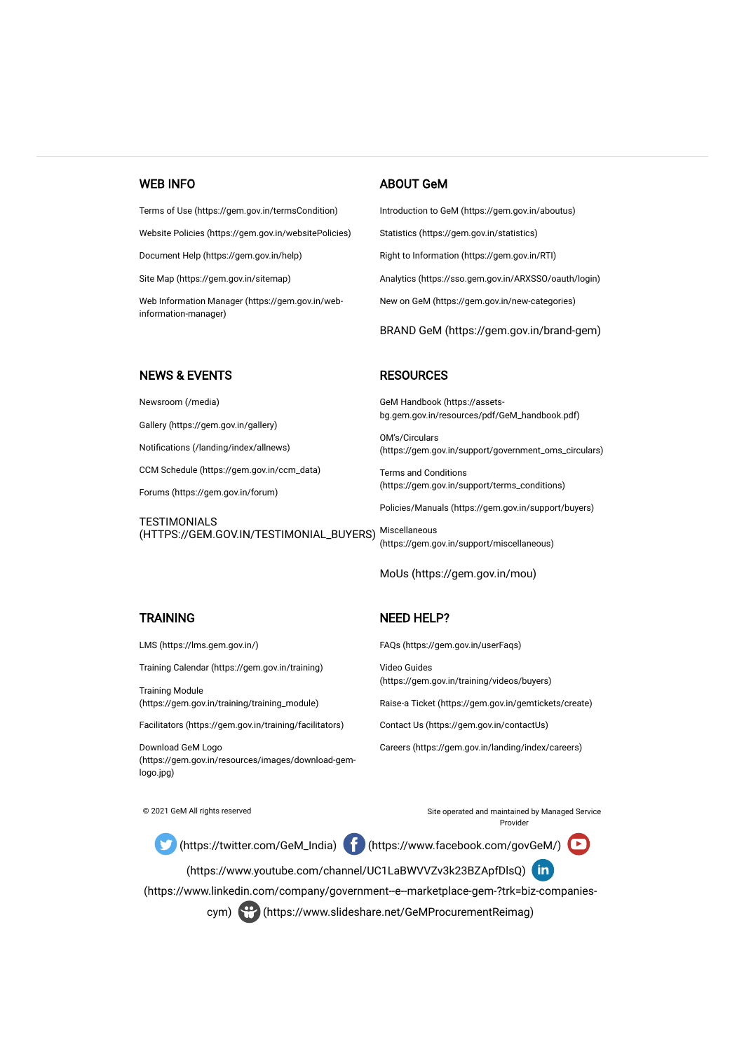## WEB INFO

Terms of Use (https://gem.gov.in/termsCondition)

Website Policies (https://gem.gov.in/websitePolicies)

Document Help (https://gem.gov.in/help)

Site Map (https://gem.gov.in/sitemap)

Web Information Manager (https://gem.gov.in/web-information-manager)

## ABOUT GeM

Introduction to GeM (https://gem.gov.in/aboutus)

Statistics (https://gem.gov.in/statistics)

Right to Information (https://gem.gov.in/RTI)

Analytics (https://sso.gem.gov.in/ARXSSO/oauth/login)

New on GeM (https://gem.gov.in/new-categories)

BRAND GeM (https://gem.gov.in/brand-gem)

## NEWS & EVENTS

Newsroom (/media)

Gallery (https://gem.gov.in/gallery)

Notifications (/landing/index/allnews)

CCM Schedule (https://gem.gov.in/ccm_data)

Forums (https://gem.gov.in/forum)

TESTIMONIALS (HTTPS://GEM.GOV.IN/TESTIMONIAL_BUYERS)

## RESOURCES

GeM Handbook (https://assets-bg.gem.gov.in/resources/pdf/GeM_handbook.pdf)

OM's/Circulars (https://gem.gov.in/support/government_oms_circulars)

Terms and Conditions (https://gem.gov.in/support/terms_conditions)

Policies/Manuals (https://gem.gov.in/support/buyers)

Miscellaneous (https://gem.gov.in/support/miscellaneous)

MoUs (https://gem.gov.in/mou)

## TRAINING

LMS (https://lms.gem.gov.in/)

Training Calendar (https://gem.gov.in/training)

Training Module (https://gem.gov.in/training/training_module)

Facilitators (https://gem.gov.in/training/facilitators)

Download GeM Logo (https://gem.gov.in/resources/images/download-gem-logo.jpg)

## NEED HELP?

FAQs (https://gem.gov.in/userFaqs)

Video Guides (https://gem.gov.in/training/videos/buyers)

Raise-a Ticket (https://gem.gov.in/gemtickets/create)

Contact Us (https://gem.gov.in/contactUs)

Careers (https://gem.gov.in/landing/index/careers)

© 2021 GeM All rights reserved

Site operated and maintained by Managed Service Provider

(https://twitter.com/GeM_India) (https://www.facebook.com/govGeM/) (https://www.youtube.com/channel/UC1LaBWVVZv3k23BZApfDlsQ) (https://www.linkedin.com/company/government--e--marketplace-gem-?trk=biz-companies-cym) (https://www.slideshare.net/GeMProcurementReimag)